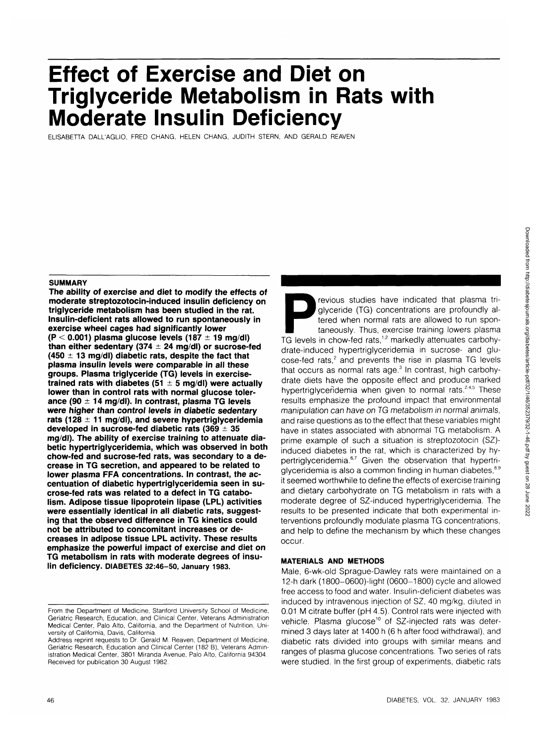# Effect of Exercise and Diet on Triglyceride Metabolism in Rats with Moderate Insulin Deficiency

ELISABETTA DALL'AGLIO, FRED CHANG, HELEN CHANG, JUDITH STERN, AND GERALD REAVEN

## SUMMARY

**The ability of exercise and diet to modify the effects of moderate streptozotocin-induced insulin deficiency on triglyceride metabolism has been studied in the rat. Insulin-deficient rats allowed to run spontaneously in exercise wheel cages had significantly lower ($P < 0.001$) plasma glucose levels (187 ± 19 mg/dl) than either sedentary (374 ± 24 mg/dl) or sucrose-fed (450 ± 13 mg/dl) diabetic rats, despite the fact that plasma insulin levels were comparable in all these groups. Plasma triglyceride (TG) levels in exercise-trained rats with diabetes (51 ± 5 mg/dl) were actually lower than in control rats with normal glucose tolerance (90 ± 14 mg/dl). In contrast, plasma TG levels were higher than control levels in diabetic sedentary rats (128 ± 11 mg/dl), and severe hypertriglyceridemia developed in sucrose-fed diabetic rats (369 ± 35 mg/dl). The ability of exercise training to attenuate diabetic hypertriglyceridemia, which was observed in both chow-fed and sucrose-fed rats, was secondary to a decrease in TG secretion, and appeared to be related to lower plasma FFA concentrations. In contrast, the accentuation of diabetic hypertriglyceridemia seen in sucrose-fed rats was related to a defect in TG catabolism. Adipose tissue lipoprotein lipase (LPL) activities were essentially identical in all diabetic rats, suggesting that the observed difference in TG kinetics could not be attributed to concomitant increases or decreases in adipose tissue LPL activity. These results emphasize the powerful impact of exercise and diet on TG metabolism in rats with moderate degrees of insulin deficiency.** DIABETES 32:46–50, January 1983.

From the Department of Medicine, Stanford University School of Medicine, Geriatric Research, Education, and Clinical Center, Veterans Administration Medical Center, Palo Alto, California, and the Department of Nutrition, University of California, Davis, California.

Address reprint requests to Dr. Gerald M. Reaven, Department of Medicine, Geriatric Research, Education and Clinical Center (182 B), Veterans Administration Medical Center, 3801 Miranda Avenue, Palo Alto, California 94304.

Received for publication 30 August 1982.

Previous studies have indicated that plasma triglyceride (TG) concentrations are profoundly altered when normal rats are allowed to run spontaneously. Thus, exercise training lowers plasma TG levels in chow-fed rats,[1,2] markedly attenuates carbohydrate-induced hypertriglyceridemia in sucrose- and glucose-fed rats,[2] and prevents the rise in plasma TG levels that occurs as normal rats age.[3] In contrast, high carbohydrate diets have the opposite effect and produce marked hypertriglyceridemia when given to normal rats.[2,4,5] These results emphasize the profound impact that environmental manipulation can have on TG metabolism in normal animals, and raise questions as to the effect that these variables might have in states associated with abnormal TG metabolism. A prime example of such a situation is streptozotocin (SZ)-induced diabetes in the rat, which is characterized by hypertriglyceridemia.[6,7] Given the observation that hypertriglyceridemia is also a common finding in human diabetes,[8,9] it seemed worthwhile to define the effects of exercise training and dietary carbohydrate on TG metabolism in rats with a moderate degree of SZ-induced hypertriglyceridemia. The results to be presented indicate that both experimental interventions profoundly modulate plasma TG concentrations, and help to define the mechanism by which these changes occur.

## MATERIALS AND METHODS

Male, 6-wk-old Sprague-Dawley rats were maintained on a 12-h dark (1800–0600)-light (0600–1800) cycle and allowed free access to food and water. Insulin-deficient diabetes was induced by intravenous injection of SZ, 40 mg/kg, diluted in 0.01 M citrate buffer (pH 4.5). Control rats were injected with vehicle. Plasma glucose[10] of SZ-injected rats was determined 3 days later at 1400 h (6 h after food withdrawal), and diabetic rats divided into groups with similar means and ranges of plasma glucose concentrations. Two series of rats were studied. In the first group of experiments, diabetic rats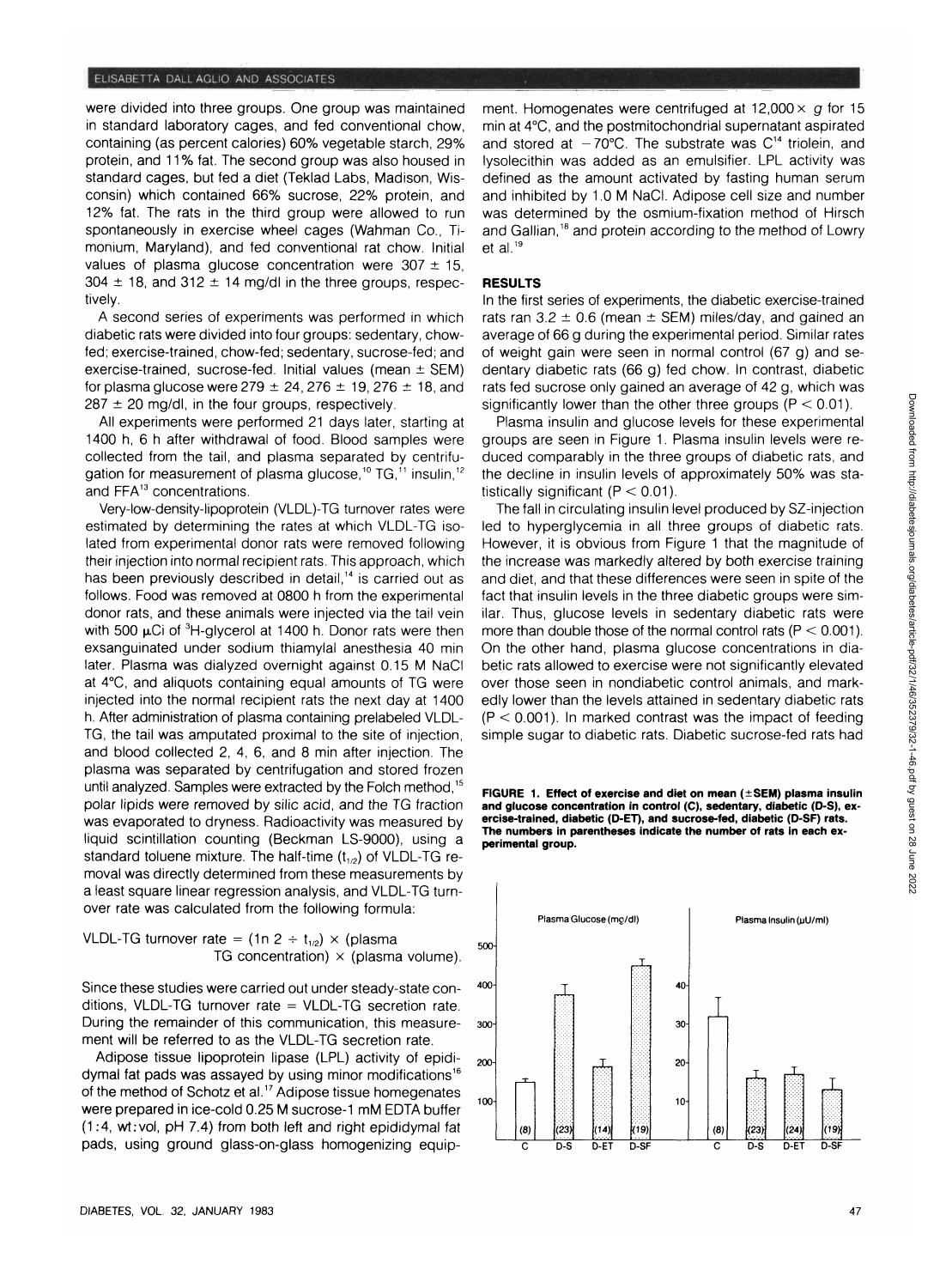were divided into three groups. One group was maintained in standard laboratory cages, and fed conventional chow, containing (as percent calories) 60% vegetable starch, 29% protein, and 11% fat. The second group was also housed in standard cages, but fed a diet (Teklad Labs, Madison, Wisconsin) which contained 66% sucrose, 22% protein, and 12% fat. The rats in the third group were allowed to run spontaneously in exercise wheel cages (Wahman Co., Timonium, Maryland), and fed conventional rat chow. Initial values of plasma glucose concentration were 307 ± 15, 304 ± 18, and 312 ± 14 mg/dl in the three groups, respectively.

A second series of experiments was performed in which diabetic rats were divided into four groups: sedentary, chow-fed; exercise-trained, chow-fed; sedentary, sucrose-fed; and exercise-trained, sucrose-fed. Initial values (mean ± SEM) for plasma glucose were 279 ± 24, 276 ± 19, 276 ± 18, and 287 ± 20 mg/dl, in the four groups, respectively.

All experiments were performed 21 days later, starting at 1400 h, 6 h after withdrawal of food. Blood samples were collected from the tail, and plasma separated by centrifugation for measurement of plasma glucose,[10] TG,[11] insulin,[12] and FFA[13] concentrations.

Very-low-density-lipoprotein (VLDL)-TG turnover rates were estimated by determining the rates at which VLDL-TG isolated from experimental donor rats were removed following their injection into normal recipient rats. This approach, which has been previously described in detail,[14] is carried out as follows. Food was removed at 0800 h from the experimental donor rats, and these animals were injected via the tail vein with 500 μCi of $^3$H-glycerol at 1400 h. Donor rats were then exsanguinated under sodium thiamylal anesthesia 40 min later. Plasma was dialyzed overnight against 0.15 M NaCl at 4°C, and aliquots containing equal amounts of TG were injected into the normal recipient rats the next day at 1400 h. After administration of plasma containing prelabeled VLDL-TG, the tail was amputated proximal to the site of injection, and blood collected 2, 4, 6, and 8 min after injection. The plasma was separated by centrifugation and stored frozen until analyzed. Samples were extracted by the Folch method,[15] polar lipids were removed by silic acid, and the TG fraction was evaporated to dryness. Radioactivity was measured by liquid scintillation counting (Beckman LS-9000), using a standard toluene mixture. The half-time ($t_{1/2}$) of VLDL-TG removal was directly determined from these measurements by a least square linear regression analysis, and VLDL-TG turnover rate was calculated from the following formula:

$$\text{VLDL-TG turnover rate} = (\ln 2 \div t_{1/2}) \times (\text{plasma TG concentration}) \times (\text{plasma volume}).$$

Since these studies were carried out under steady-state conditions, VLDL-TG turnover rate = VLDL-TG secretion rate. During the remainder of this communication, this measurement will be referred to as the VLDL-TG secretion rate.

Adipose tissue lipoprotein lipase (LPL) activity of epididymal fat pads was assayed by using minor modifications[16] of the method of Schotz et al.[17] Adipose tissue homogenates were prepared in ice-cold 0.25 M sucrose-1 mM EDTA buffer (1:4, wt:vol, pH 7.4) from both left and right epididymal fat pads, using ground glass-on-glass homogenizing equipment. Homogenates were centrifuged at 12,000 × g for 15 min at 4°C, and the postmitochondrial supernatant aspirated and stored at −70°C. The substrate was $C^{14}$ triolein, and lysolecithin was added as an emulsifier. LPL activity was defined as the amount activated by fasting human serum and inhibited by 1.0 M NaCl. Adipose cell size and number was determined by the osmium-fixation method of Hirsch and Gallian,[18] and protein according to the method of Lowry et al.[19]

## RESULTS

In the first series of experiments, the diabetic exercise-trained rats ran 3.2 ± 0.6 (mean ± SEM) miles/day, and gained an average of 66 g during the experimental period. Similar rates of weight gain were seen in normal control (67 g) and sedentary diabetic rats (66 g) fed chow. In contrast, diabetic rats fed sucrose only gained an average of 42 g, which was significantly lower than the other three groups ($P < 0.01$).

Plasma insulin and glucose levels for these experimental groups are seen in Figure 1. Plasma insulin levels were reduced comparably in the three groups of diabetic rats, and the decline in insulin levels of approximately 50% was statistically significant ($P < 0.01$).

The fall in circulating insulin level produced by SZ-injection led to hyperglycemia in all three groups of diabetic rats. However, it is obvious from Figure 1 that the magnitude of the increase was markedly altered by both exercise training and diet, and that these differences were seen in spite of the fact that insulin levels in the three diabetic groups were similar. Thus, glucose levels in sedentary diabetic rats were more than double those of the normal control rats ($P < 0.001$). On the other hand, plasma glucose concentrations in diabetic rats allowed to exercise were not significantly elevated over those seen in nondiabetic control animals, and markedly lower than the levels attained in sedentary diabetic rats ($P < 0.001$). In marked contrast was the impact of feeding simple sugar to diabetic rats. Diabetic sucrose-fed rats had

**FIGURE 1. Effect of exercise and diet on mean (±SEM) plasma insulin and glucose concentration in control (C), sedentary, diabetic (D-S), exercise-trained, diabetic (D-ET), and sucrose-fed, diabetic (D-SF) rats. The numbers in parentheses indicate the number of rats in each experimental group.**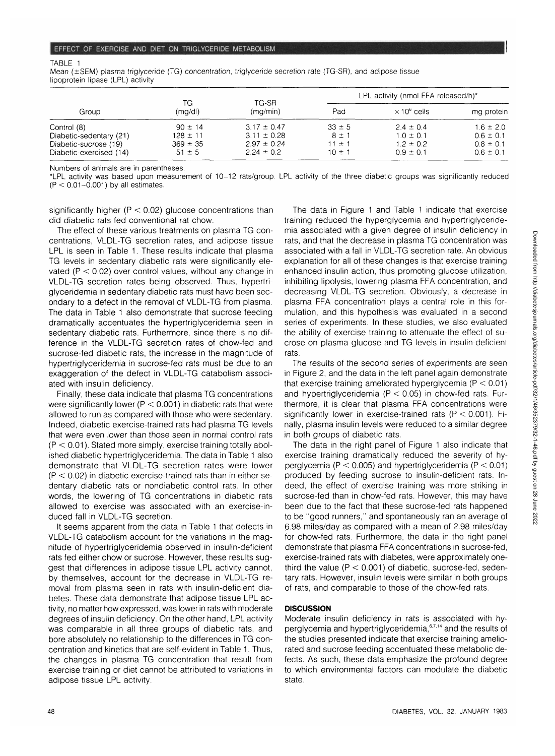TABLE 1
Mean (±SEM) plasma triglyceride (TG) concentration, triglyceride secretion rate (TG-SR), and adipose tissue lipoprotein lipase (LPL) activity

| Group | TG (mg/dl) | TG-SR (mg/min) | LPL activity (nmol FFA released/h)* | | |
|---|---|---|---|---|---|
| | | | Pad | $\times 10^6$ cells | mg protein |
| Control (8) | 90 ± 14 | 3.17 ± 0.47 | 33 ± 5 | 2.4 ± 0.4 | 1.6 ± 2.0 |
| Diabetic-sedentary (21) | 128 ± 11 | 3.11 ± 0.28 | 8 ± 1 | 1.0 ± 0.1 | 0.6 ± 0.1 |
| Diabetic-sucrose (19) | 369 ± 35 | 2.97 ± 0.24 | 11 ± 1 | 1.2 ± 0.2 | 0.8 ± 0.1 |
| Diabetic-exercised (14) | 51 ± 5 | 2.24 ± 0.2 | 10 ± 1 | 0.9 ± 0.1 | 0.6 ± 0.1 |

Numbers of animals are in parentheses.
*LPL activity was based upon measurement of 10–12 rats/group. LPL activity of the three diabetic groups was significantly reduced ($P < 0.01$–$0.001$) by all estimates.

significantly higher ($P < 0.02$) glucose concentrations than did diabetic rats fed conventional rat chow.

The effect of these various treatments on plasma TG concentrations, VLDL-TG secretion rates, and adipose tissue LPL is seen in Table 1. These results indicate that plasma TG levels in sedentary diabetic rats were significantly elevated ($P < 0.02$) over control values, without any change in VLDL-TG secretion rates being observed. Thus, hypertriglyceridemia in sedentary diabetic rats must have been secondary to a defect in the removal of VLDL-TG from plasma. The data in Table 1 also demonstrate that sucrose feeding dramatically accentuates the hypertriglyceridemia seen in sedentary diabetic rats. Furthermore, since there is no difference in the VLDL-TG secretion rates of chow-fed and sucrose-fed diabetic rats, the increase in the magnitude of hypertriglyceridemia in sucrose-fed rats must be due to an exaggeration of the defect in VLDL-TG catabolism associated with insulin deficiency.

Finally, these data indicate that plasma TG concentrations were significantly lower ($P < 0.001$) in diabetic rats that were allowed to run as compared with those who were sedentary. Indeed, diabetic exercise-trained rats had plasma TG levels that were even lower than those seen in normal control rats ($P < 0.01$). Stated more simply, exercise training totally abolished diabetic hypertriglyceridemia. The data in Table 1 also demonstrate that VLDL-TG secretion rates were lower ($P < 0.02$) in diabetic exercise-trained rats than in either sedentary diabetic rats or nondiabetic control rats. In other words, the lowering of TG concentrations in diabetic rats allowed to exercise was associated with an exercise-induced fall in VLDL-TG secretion.

It seems apparent from the data in Table 1 that defects in VLDL-TG catabolism account for the variations in the magnitude of hypertriglyceridemia observed in insulin-deficient rats fed either chow or sucrose. However, these results suggest that differences in adipose tissue LPL activity cannot, by themselves, account for the decrease in VLDL-TG removal from plasma seen in rats with insulin-deficient diabetes. These data demonstrate that adipose tissue LPL activity, no matter how expressed, was lower in rats with moderate degrees of insulin deficiency. On the other hand, LPL activity was comparable in all three groups of diabetic rats, and bore absolutely no relationship to the differences in TG concentration and kinetics that are self-evident in Table 1. Thus, the changes in plasma TG concentration that result from exercise training or diet cannot be attributed to variations in adipose tissue LPL activity.

The data in Figure 1 and Table 1 indicate that exercise training reduced the hyperglycemia and hypertriglyceridemia associated with a given degree of insulin deficiency in rats, and that the decrease in plasma TG concentration was associated with a fall in VLDL-TG secretion rate. An obvious explanation for all of these changes is that exercise training enhanced insulin action, thus promoting glucose utilization, inhibiting lipolysis, lowering plasma FFA concentration, and decreasing VLDL-TG secretion. Obviously, a decrease in plasma FFA concentration plays a central role in this formulation, and this hypothesis was evaluated in a second series of experiments. In these studies, we also evaluated the ability of exercise training to attenuate the effect of sucrose on plasma glucose and TG levels in insulin-deficient rats.

The results of the second series of experiments are seen in Figure 2, and the data in the left panel again demonstrate that exercise training ameliorated hyperglycemia ($P < 0.01$) and hypertriglyceridemia ($P < 0.05$) in chow-fed rats. Furthermore, it is clear that plasma FFA concentrations were significantly lower in exercise-trained rats ($P < 0.001$). Finally, plasma insulin levels were reduced to a similar degree in both groups of diabetic rats.

The data in the right panel of Figure 1 also indicate that exercise training dramatically reduced the severity of hyperglycemia ($P < 0.005$) and hypertriglyceridemia ($P < 0.01$) produced by feeding sucrose to insulin-deficient rats. Indeed, the effect of exercise training was more striking in sucrose-fed than in chow-fed rats. However, this may have been due to the fact that these sucrose-fed rats happened to be "good runners," and spontaneously ran an average of 6.98 miles/day as compared with a mean of 2.98 miles/day for chow-fed rats. Furthermore, the data in the right panel demonstrate that plasma FFA concentrations in sucrose-fed, exercise-trained rats with diabetes, were approximately one-third the value ($P < 0.001$) of diabetic, sucrose-fed, sedentary rats. However, insulin levels were similar in both groups of rats, and comparable to those of the chow-fed rats.

## DISCUSSION

Moderate insulin deficiency in rats is associated with hyperglycemia and hypertriglyceridemia,[6,7,14] and the results of the studies presented indicate that exercise training ameliorated and sucrose feeding accentuated these metabolic defects. As such, these data emphasize the profound degree to which environmental factors can modulate the diabetic state.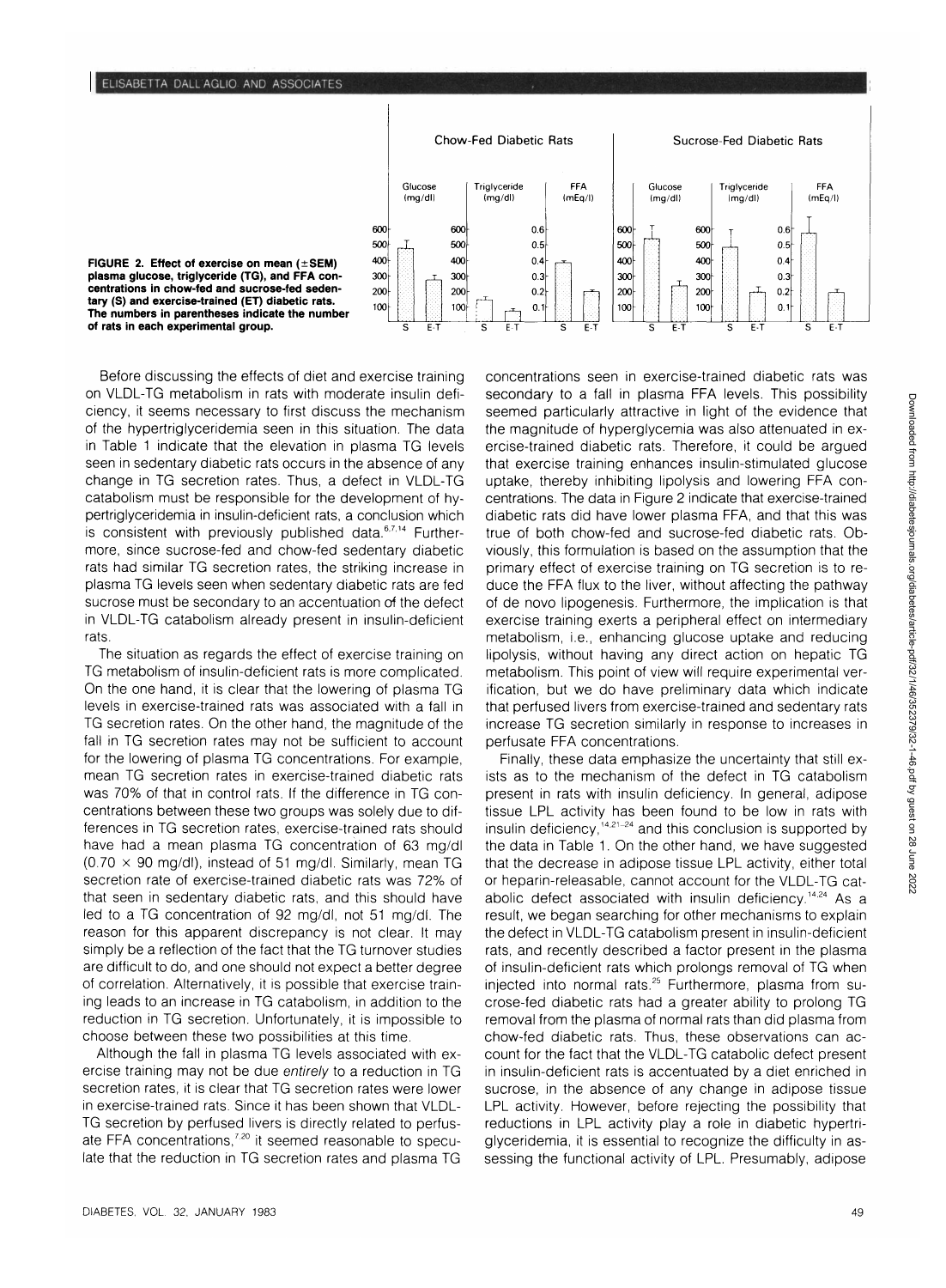FIGURE 2. Effect of exercise on mean (±SEM) plasma glucose, triglyceride (TG), and FFA concentrations in chow-fed and sucrose-fed sedentary (S) and exercise-trained (ET) diabetic rats. The numbers in parentheses indicate the number of rats in each experimental group.

Before discussing the effects of diet and exercise training on VLDL-TG metabolism in rats with moderate insulin deficiency, it seems necessary to first discuss the mechanism of the hypertriglyceridemia seen in this situation. The data in Table 1 indicate that the elevation in plasma TG levels seen in sedentary diabetic rats occurs in the absence of any change in TG secretion rates. Thus, a defect in VLDL-TG catabolism must be responsible for the development of hypertriglyceridemia in insulin-deficient rats, a conclusion which is consistent with previously published data.[6,7,14] Furthermore, since sucrose-fed and chow-fed sedentary diabetic rats had similar TG secretion rates, the striking increase in plasma TG levels seen when sedentary diabetic rats are fed sucrose must be secondary to an accentuation of the defect in VLDL-TG catabolism already present in insulin-deficient rats.

The situation as regards the effect of exercise training on TG metabolism of insulin-deficient rats is more complicated. On the one hand, it is clear that the lowering of plasma TG levels in exercise-trained rats was associated with a fall in TG secretion rates. On the other hand, the magnitude of the fall in TG secretion rates may not be sufficient to account for the lowering of plasma TG concentrations. For example, mean TG secretion rates in exercise-trained diabetic rats was 70% of that in control rats. If the difference in TG concentrations between these two groups was solely due to differences in TG secretion rates, exercise-trained rats should have had a mean plasma TG concentration of 63 mg/dl ($0.70 \times 90$ mg/dl), instead of 51 mg/dl. Similarly, mean TG secretion rate of exercise-trained diabetic rats was 72% of that seen in sedentary diabetic rats, and this should have led to a TG concentration of 92 mg/dl, not 51 mg/dl. The reason for this apparent discrepancy is not clear. It may simply be a reflection of the fact that the TG turnover studies are difficult to do, and one should not expect a better degree of correlation. Alternatively, it is possible that exercise training leads to an increase in TG catabolism, in addition to the reduction in TG secretion. Unfortunately, it is impossible to choose between these two possibilities at this time.

Although the fall in plasma TG levels associated with exercise training may not be due *entirely* to a reduction in TG secretion rates, it is clear that TG secretion rates were lower in exercise-trained rats. Since it has been shown that VLDL-TG secretion by perfused livers is directly related to perfusate FFA concentrations,[7,20] it seemed reasonable to speculate that the reduction in TG secretion rates and plasma TG concentrations seen in exercise-trained diabetic rats was secondary to a fall in plasma FFA levels. This possibility seemed particularly attractive in light of the evidence that the magnitude of hyperglycemia was also attenuated in exercise-trained diabetic rats. Therefore, it could be argued that exercise training enhances insulin-stimulated glucose uptake, thereby inhibiting lipolysis and lowering FFA concentrations. The data in Figure 2 indicate that exercise-trained diabetic rats did have lower plasma FFA, and that this was true of both chow-fed and sucrose-fed diabetic rats. Obviously, this formulation is based on the assumption that the primary effect of exercise training on TG secretion is to reduce the FFA flux to the liver, without affecting the pathway of de novo lipogenesis. Furthermore, the implication is that exercise training exerts a peripheral effect on intermediary metabolism, i.e., enhancing glucose uptake and reducing lipolysis, without having any direct action on hepatic TG metabolism. This point of view will require experimental verification, but we do have preliminary data which indicate that perfused livers from exercise-trained and sedentary rats increase TG secretion similarly in response to increases in perfusate FFA concentrations.

Finally, these data emphasize the uncertainty that still exists as to the mechanism of the defect in TG catabolism present in rats with insulin deficiency. In general, adipose tissue LPL activity has been found to be low in rats with insulin deficiency,[14,21–24] and this conclusion is supported by the data in Table 1. On the other hand, we have suggested that the decrease in adipose tissue LPL activity, either total or heparin-releasable, cannot account for the VLDL-TG catabolic defect associated with insulin deficiency.[14,24] As a result, we began searching for other mechanisms to explain the defect in VLDL-TG catabolism present in insulin-deficient rats, and recently described a factor present in the plasma of insulin-deficient rats which prolongs removal of TG when injected into normal rats.[25] Furthermore, plasma from sucrose-fed diabetic rats had a greater ability to prolong TG removal from the plasma of normal rats than did plasma from chow-fed diabetic rats. Thus, these observations can account for the fact that the VLDL-TG catabolic defect present in insulin-deficient rats is accentuated by a diet enriched in sucrose, in the absence of any change in adipose tissue LPL activity. However, before rejecting the possibility that reductions in LPL activity play a role in diabetic hypertriglyceridemia, it is essential to recognize the difficulty in assessing the functional activity of LPL. Presumably, adipose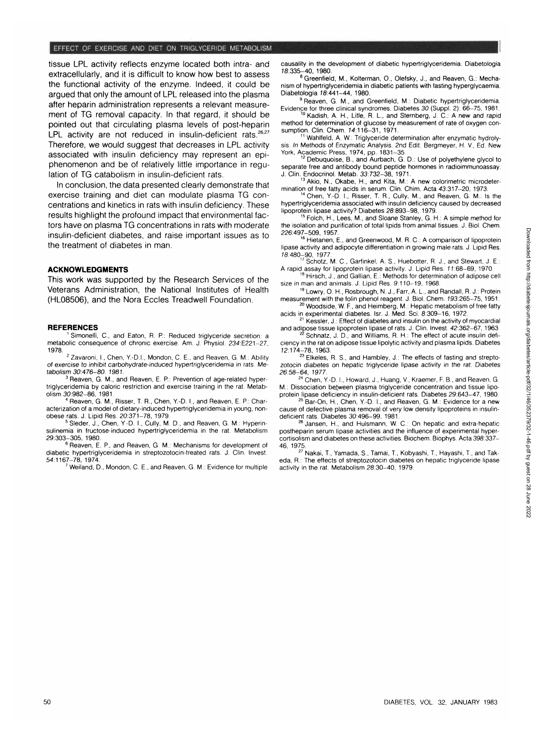tissue LPL activity reflects enzyme located both intra- and extracellularly, and it is difficult to know how best to assess the functional activity of the enzyme. Indeed, it could be argued that only the amount of LPL released into the plasma after heparin administration represents a relevant measurement of TG removal capacity. In that regard, it should be pointed out that circulating plasma levels of post-heparin LPL activity are not reduced in insulin-deficient rats.[26,27] Therefore, we would suggest that decreases in LPL activity associated with insulin deficiency may represent an epiphenomenon and be of relatively little importance in regulation of TG catabolism in insulin-deficient rats.

In conclusion, the data presented clearly demonstrate that exercise training and diet can modulate plasma TG concentrations and kinetics in rats with insulin deficiency. These results highlight the profound impact that environmental factors have on plasma TG concentrations in rats with moderate insulin-deficient diabetes, and raise important issues as to the treatment of diabetes in man.

## ACKNOWLEDGMENTS

This work was supported by the Research Services of the Veterans Administration, the National Institutes of Health (HL08506), and the Nora Eccles Treadwell Foundation.

## REFERENCES

1. Simonelli, C., and Eaton, R. P.: Reduced triglyceride secretion: a metabolic consequence of chronic exercise. Am. J. Physiol. 234:E221–27, 1978.
2. Zavaroni, I., Chen, Y.-D.I., Mondon, C. E., and Reaven, G. M.: Ability of exercise to inhibit carbohydrate-induced hypertriglyceridemia in rats. Metabolism 30:476–80. 1981.
3. Reaven, G. M., and Reaven, E. P.: Prevention of age-related hypertriglyceridemia by caloric restriction and exercise training in the rat. Metabolism 30:982–86, 1981.
4. Reaven, G. M., Risser, T. R., Chen, Y.-D. I., and Reaven, E. P.: Characterization of a model of dietary-induced hypertriglyceridemia in young, nonobese rats. J. Lipid Res. 20:371–78, 1979.
5. Sleder, J., Chen, Y.-D. I., Cully, M. D., and Reaven, G. M.: Hyperinsulinemia in fructose-induced hypertriglyceridemia in the rat. Metabolism 29:303–305, 1980.
6. Reaven, E. P., and Reaven, G. M.: Mechanisms for development of diabetic hypertriglyceridemia in streptozotocin-treated rats. J. Clin. Invest. 54:1167–78, 1974.
7. Weiland, D., Mondon, C. E., and Reaven, G. M.: Evidence for multiple causality in the development of diabetic hypertriglyceridemia. Diabetologia 18:335–40, 1980.
8. Greenfield, M., Kolterman, O., Olefsky, J., and Reaven, G.: Mechanism of hypertriglyceridemia in diabetic patients with fasting hyperglycaemia. Diabetologia 18:441–44, 1980.
9. Reaven, G. M., and Greenfield, M.: Diabetic hypertriglyceridemia. Evidence for three clinical syndromes. Diabetes 30 (Suppl. 2): 66–75, 1981.
10. Kadish, A. H., Litle, R. L., and Sternberg, J. C.: A new and rapid method for determination of glucose by measurement of rate of oxygen consumption. Clin. Chem. 14:116–31, 1971.
11. Wahlfeld, A. W.: Triglyceride determination after enzymatic hydrolysis. In Methods of Enzymatic Analysis. 2nd Edit. Bergmeyer, H. V., Ed. New York, Academic Press, 1974, pp. 1831–35.
12. Debuquoise, B., and Aurbach, G. D.: Use of polyethylene glycol to separate free and antibody bound peptide hormones in radioimmunoassay. J. Clin. Endocrinol. Metab. 33:732–38, 1971.
13. Akio, N., Okabe, H., and Kita, M.: A new colorimetric microdetermination of free fatty acids in serum. Clin. Chim. Acta 43:317–20, 1973.
14. Chen, Y.-D. I., Risser, T. R., Cully, M., and Reaven, G. M.: Is the hypertriglyceridemia associated with insulin deficiency caused by decreased lipoprotein lipase activity? Diabetes 28:893–98, 1979.
15. Folch, H., Lees, M., and Sloane Stanley, G. H.: A simple method for the isolation and purification of total lipids from animal tissues. J. Biol. Chem. 226:497–509, 1957.
16. Hietanen, E., and Greenwood, M. R. C.: A comparison of lipoprotein lipase activity and adipocyte differentiation in growing male rats. J. Lipid Res. 18:480–90, 1977.
17. Schotz, M. C., Garfinkel, A. S., Huebotter, R. J., and Stewart, J. E.: A rapid assay for lipoprotein lipase activity. J. Lipid Res. 11:68–69, 1970.
18. Hirsch, J., and Gallian, E.: Methods for determination of adipose cell size in man and animals. J. Lipid Res. 9:110–19, 1968.
19. Lowry, O. H., Rosbrough, N. J., Farr, A. L., and Randall, R. J.: Protein measurement with the folin phenol reagent. J. Biol. Chem. 193:265–75, 1951.
20. Woodside, W. F., and Heimberg, M.: Hepatic metabolism of free fatty acids in experimental diabetes. Isr. J. Med. Sci. 8:309–16, 1972.
21. Kessler, J.: Effect of diabetes and insulin on the activity of myocardial and adipose tissue lipoprotein lipase of rats. J. Clin. Invest. 42:362–67, 1963.
22. Schnatz, J. D., and Williams, R. H.: The effect of acute insulin deficiency in the rat on adipose tissue lipolytic activity and plasma lipids. Diabetes 12:174–78, 1963.
23. Elkeles, R. S., and Hambley, J.: The effects of fasting and streptozotocin diabetes on hepatic triglyceride lipase activity in the rat. Diabetes 26:58–64, 1977.
24. Chen, Y.-D. I., Howard, J., Huang, V., Kraemer, F. B., and Reaven, G. M.: Dissociation between plasma triglyceride concentration and tissue lipoprotein lipase deficiency in insulin-deficient rats. Diabetes 29:643–47, 1980.
25. Bar-On, H., Chen, Y.-D. I., and Reaven, G. M.: Evidence for a new cause of defective plasma removal of very low density lipoproteins in insulin-deficient rats. Diabetes 30:496–99, 1981.
26. Jansen, H., and Hulsmann, W. C.: On hepatic and extra-hepatic postheparin serum lipase activities and the influence of experimental hypercortisolism and diabetes on these activities. Biochem. Biophys. Acta 398:337–46, 1975.
27. Nakai, T., Yamada, S., Tamai, T., Kobyashi, T., Hayashi, T., and Takeda, R.: The effects of streptozotocin diabetes on hepatic triglyceride lipase activity in the rat. Metabolism 28:30–40, 1979.